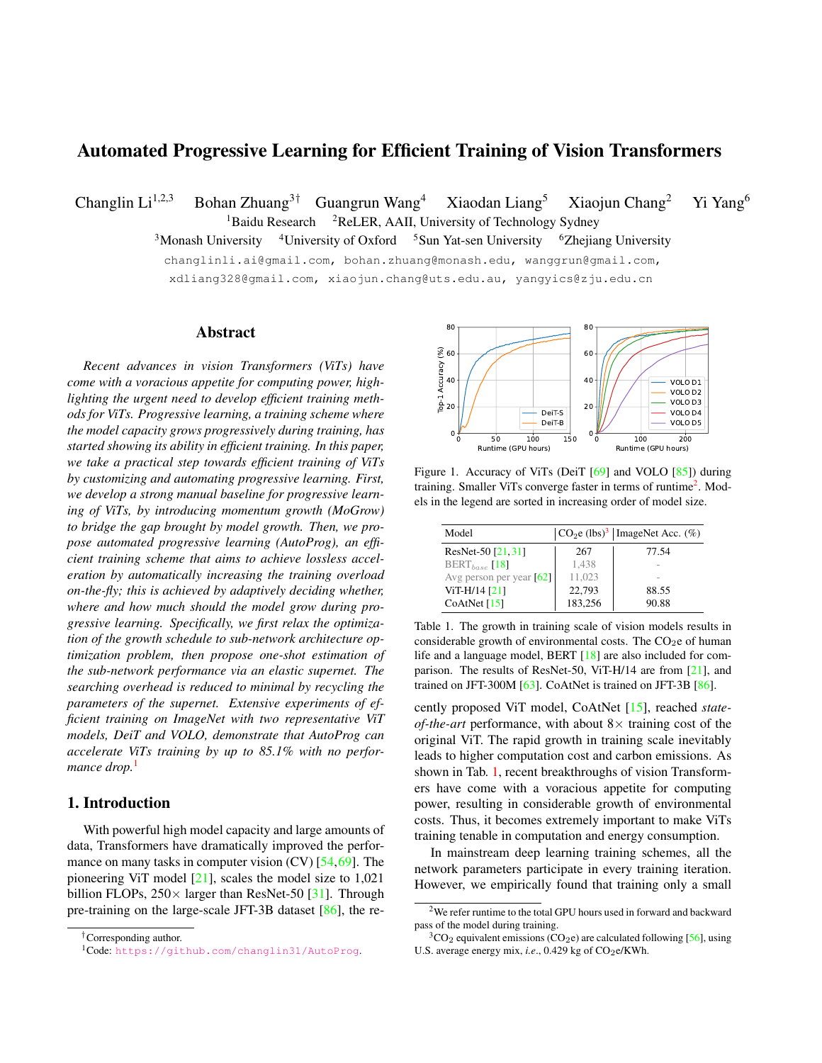# Automated Progressive Learning for Efficient Training of Vision Transformers

Changlin Li[1,2,3] Bohan Zhuang[3†] Guangrun Wang[4] Xiaodan Liang[5] Xiaojun Chang[2] Yi Yang[6]

[1]Baidu Research [2]ReLER, AAII, University of Technology Sydney

[3]Monash University [4]University of Oxford [5]Sun Yat-sen University [6]Zhejiang University

changlinli.ai@gmail.com, bohan.zhuang@monash.edu, wanggrun@gmail.com, xdliang328@gmail.com, xiaojun.chang@uts.edu.au, yangyics@zju.edu.cn

## Abstract

*Recent advances in vision Transformers (ViTs) have come with a voracious appetite for computing power, highlighting the urgent need to develop efficient training methods for ViTs. Progressive learning, a training scheme where the model capacity grows progressively during training, has started showing its ability in efficient training. In this paper, we take a practical step towards efficient training of ViTs by customizing and automating progressive learning. First, we develop a strong manual baseline for progressive learning of ViTs, by introducing momentum growth (MoGrow) to bridge the gap brought by model growth. Then, we propose automated progressive learning (AutoProg), an efficient training scheme that aims to achieve lossless acceleration by automatically increasing the training overload on-the-fly; this is achieved by adaptively deciding whether, where and how much should the model grow during progressive learning. Specifically, we first relax the optimization of the growth schedule to sub-network architecture optimization problem, then propose one-shot estimation of the sub-network performance via an elastic supernet. The searching overhead is reduced to minimal by recycling the parameters of the supernet. Extensive experiments of efficient training on ImageNet with two representative ViT models, DeiT and VOLO, demonstrate that AutoProg can accelerate ViTs training by up to 85.1% with no performance drop.*[1]

## 1. Introduction

With powerful high model capacity and large amounts of data, Transformers have dramatically improved the performance on many tasks in computer vision (CV) [54,69]. The pioneering ViT model [21], scales the model size to 1,021 billion FLOPs, 250× larger than ResNet-50 [31]. Through pre-training on the large-scale JFT-3B dataset [86], the recently proposed ViT model, CoAtNet [15], reached *state-of-the-art* performance, with about 8× training cost of the original ViT. The rapid growth in training scale inevitably leads to higher computation cost and carbon emissions. As shown in Tab. 1, recent breakthroughs of vision Transformers have come with a voracious appetite for computing power, resulting in considerable growth of environmental costs. Thus, it becomes extremely important to make ViTs training tenable in computation and energy consumption.

In mainstream deep learning training schemes, all the network parameters participate in every training iteration. However, we empirically found that training only a small

Figure 1. Accuracy of ViTs (DeiT [69] and VOLO [85]) during training. Smaller ViTs converge faster in terms of runtime[2]. Models in the legend are sorted in increasing order of model size.

| Model | $CO_2$e (lbs)[3] | ImageNet Acc. (%) |
|---|---|---|
| ResNet-50 [21,31] | 267 | 77.54 |
| BERT$_{base}$ [18] | 1,438 | - |
| Avg person per year [62] | 11,023 | - |
| ViT-H/14 [21] | 22,793 | 88.55 |
| CoAtNet [15] | 183,256 | 90.88 |

Table 1. The growth in training scale of vision models results in considerable growth of environmental costs. The $CO_2$e of human life and a language model, BERT [18] are also included for comparison. The results of ResNet-50, ViT-H/14 are from [21], and trained on JFT-300M [63]. CoAtNet is trained on JFT-3B [86].

†Corresponding author.

[1]Code: https://github.com/changlin31/AutoProg.

[2]We refer runtime to the total GPU hours used in forward and backward pass of the model during training.

[3]$CO_2$ equivalent emissions ($CO_2$e) are calculated following [56], using U.S. average energy mix, *i.e.*, 0.429 kg of $CO_2$e/KWh.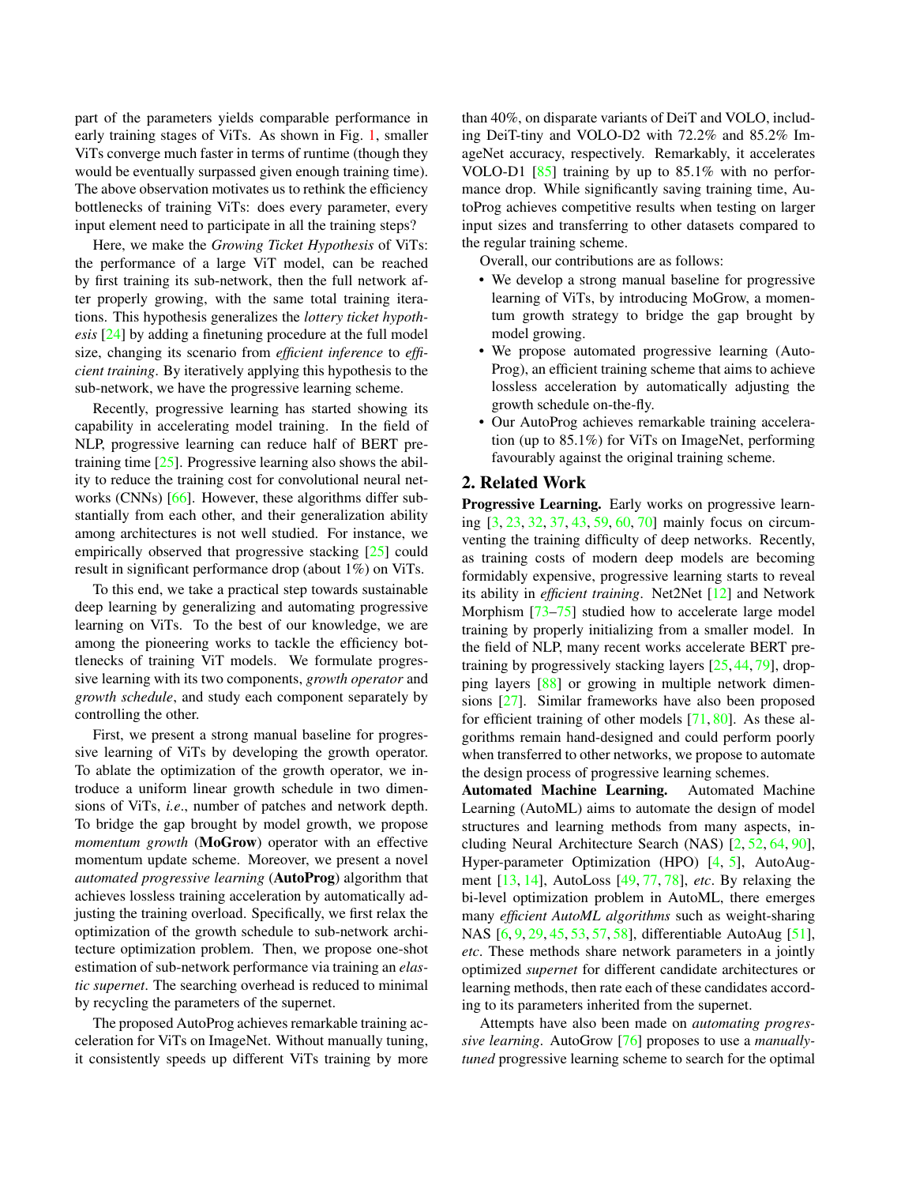part of the parameters yields comparable performance in early training stages of ViTs. As shown in Fig. 1, smaller ViTs converge much faster in terms of runtime (though they would be eventually surpassed given enough training time). The above observation motivates us to rethink the efficiency bottlenecks of training ViTs: does every parameter, every input element need to participate in all the training steps?

Here, we make the *Growing Ticket Hypothesis* of ViTs: the performance of a large ViT model, can be reached by first training its sub-network, then the full network after properly growing, with the same total training iterations. This hypothesis generalizes the *lottery ticket hypothesis* [24] by adding a finetuning procedure at the full model size, changing its scenario from *efficient inference* to *efficient training*. By iteratively applying this hypothesis to the sub-network, we have the progressive learning scheme.

Recently, progressive learning has started showing its capability in accelerating model training. In the field of NLP, progressive learning can reduce half of BERT pre-training time [25]. Progressive learning also shows the ability to reduce the training cost for convolutional neural networks (CNNs) [66]. However, these algorithms differ substantially from each other, and their generalization ability among architectures is not well studied. For instance, we empirically observed that progressive stacking [25] could result in significant performance drop (about 1%) on ViTs.

To this end, we take a practical step towards sustainable deep learning by generalizing and automating progressive learning on ViTs. To the best of our knowledge, we are among the pioneering works to tackle the efficiency bottlenecks of training ViT models. We formulate progressive learning with its two components, *growth operator* and *growth schedule*, and study each component separately by controlling the other.

First, we present a strong manual baseline for progressive learning of ViTs by developing the growth operator. To ablate the optimization of the growth operator, we introduce a uniform linear growth schedule in two dimensions of ViTs, *i.e.*, number of patches and network depth. To bridge the gap brought by model growth, we propose *momentum growth* (**MoGrow**) operator with an effective momentum update scheme. Moreover, we present a novel *automated progressive learning* (**AutoProg**) algorithm that achieves lossless training acceleration by automatically adjusting the training overload. Specifically, we first relax the optimization of the growth schedule to sub-network architecture optimization problem. Then, we propose one-shot estimation of sub-network performance via training an *elastic supernet*. The searching overhead is reduced to minimal by recycling the parameters of the supernet.

The proposed AutoProg achieves remarkable training acceleration for ViTs on ImageNet. Without manually tuning, it consistently speeds up different ViTs training by more than 40%, on disparate variants of DeiT and VOLO, including DeiT-tiny and VOLO-D2 with 72.2% and 85.2% ImageNet accuracy, respectively. Remarkably, it accelerates VOLO-D1 [85] training by up to 85.1% with no performance drop. While significantly saving training time, AutoProg achieves competitive results when testing on larger input sizes and transferring to other datasets compared to the regular training scheme.

Overall, our contributions are as follows:

- We develop a strong manual baseline for progressive learning of ViTs, by introducing MoGrow, a momentum growth strategy to bridge the gap brought by model growing.
- We propose automated progressive learning (AutoProg), an efficient training scheme that aims to achieve lossless acceleration by automatically adjusting the growth schedule on-the-fly.
- Our AutoProg achieves remarkable training acceleration (up to 85.1%) for ViTs on ImageNet, performing favourably against the original training scheme.

## 2. Related Work

**Progressive Learning.** Early works on progressive learning [3, 23, 32, 37, 43, 59, 60, 70] mainly focus on circumventing the training difficulty of deep networks. Recently, as training costs of modern deep models are becoming formidably expensive, progressive learning starts to reveal its ability in *efficient training*. Net2Net [12] and Network Morphism [73–75] studied how to accelerate large model training by properly initializing from a smaller model. In the field of NLP, many recent works accelerate BERT pre-training by progressively stacking layers [25, 44, 79], dropping layers [88] or growing in multiple network dimensions [27]. Similar frameworks have also been proposed for efficient training of other models [71, 80]. As these algorithms remain hand-designed and could perform poorly when transferred to other networks, we propose to automate the design process of progressive learning schemes.

**Automated Machine Learning.** Automated Machine Learning (AutoML) aims to automate the design of model structures and learning methods from many aspects, including Neural Architecture Search (NAS) [2, 52, 64, 90], Hyper-parameter Optimization (HPO) [4, 5], AutoAugment [13, 14], AutoLoss [49, 77, 78], *etc*. By relaxing the bi-level optimization problem in AutoML, there emerges many *efficient AutoML algorithms* such as weight-sharing NAS [6, 9, 29, 45, 53, 57, 58], differentiable AutoAug [51], *etc*. These methods share network parameters in a jointly optimized *supernet* for different candidate architectures or learning methods, then rate each of these candidates according to its parameters inherited from the supernet.

Attempts have also been made on *automating progressive learning*. AutoGrow [76] proposes to use a *manually-tuned* progressive learning scheme to search for the optimal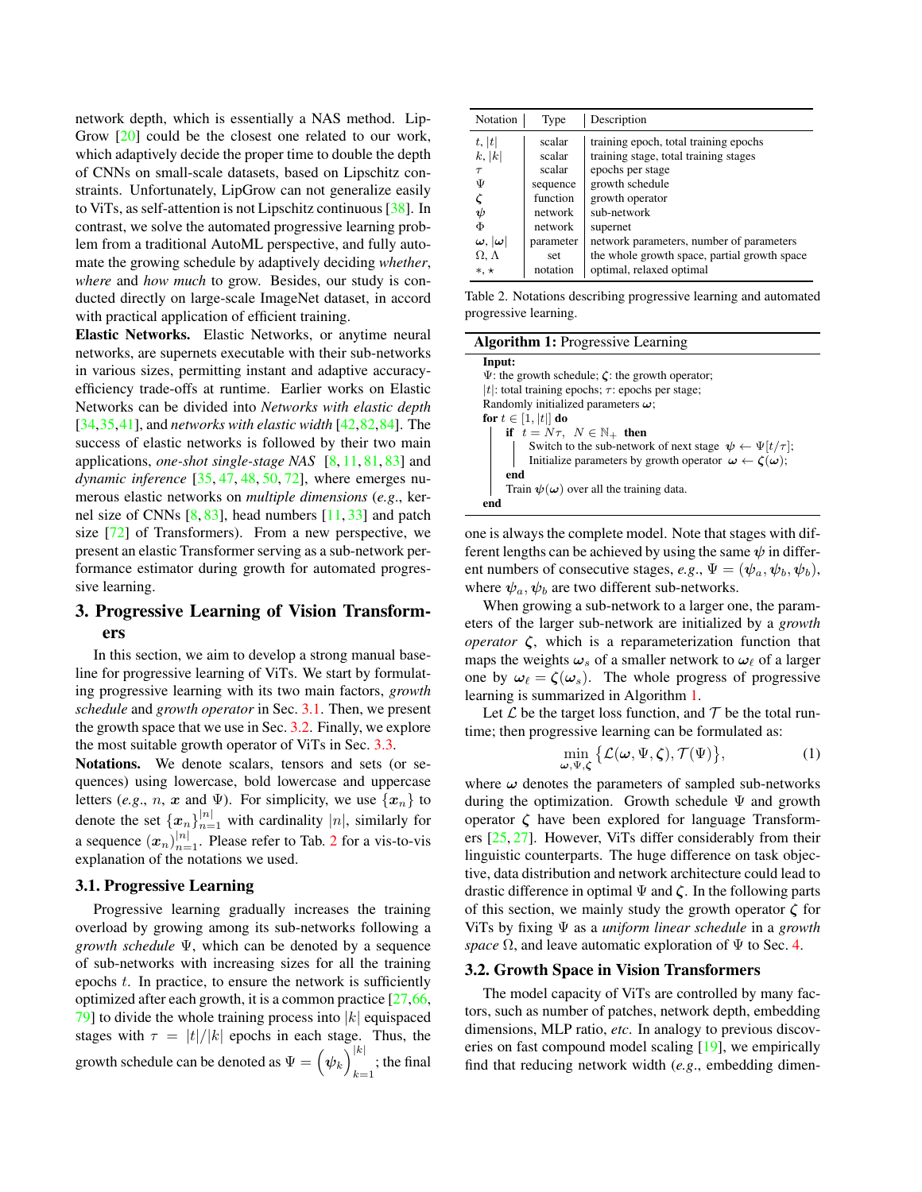network depth, which is essentially a NAS method. LipGrow [20] could be the closest one related to our work, which adaptively decide the proper time to double the depth of CNNs on small-scale datasets, based on Lipschitz constraints. Unfortunately, LipGrow can not generalize easily to ViTs, as self-attention is not Lipschitz continuous [38]. In contrast, we solve the automated progressive learning problem from a traditional AutoML perspective, and fully automate the growing schedule by adaptively deciding *whether*, *where* and *how much* to grow. Besides, our study is conducted directly on large-scale ImageNet dataset, in accord with practical application of efficient training.

**Elastic Networks.** Elastic Networks, or anytime neural networks, are supernets executable with their sub-networks in various sizes, permitting instant and adaptive accuracy-efficiency trade-offs at runtime. Earlier works on Elastic Networks can be divided into *Networks with elastic depth* [34,35,41], and *networks with elastic width* [42,82,84]. The success of elastic networks is followed by their two main applications, *one-shot single-stage NAS* [8, 11, 81, 83] and *dynamic inference* [35, 47, 48, 50, 72], where emerges numerous elastic networks on *multiple dimensions* (*e.g.*, kernel size of CNNs [8,83], head numbers [11,33] and patch size [72] of Transformers). From a new perspective, we present an elastic Transformer serving as a sub-network performance estimator during growth for automated progressive learning.

## 3. Progressive Learning of Vision Transformers

In this section, we aim to develop a strong manual baseline for progressive learning of ViTs. We start by formulating progressive learning with its two main factors, *growth schedule* and *growth operator* in Sec. 3.1. Then, we present the growth space that we use in Sec. 3.2. Finally, we explore the most suitable growth operator of ViTs in Sec. 3.3.

**Notations.** We denote scalars, tensors and sets (or sequences) using lowercase, bold lowercase and uppercase letters (*e.g.*, $n$, $\boldsymbol{x}$ and $\Psi$). For simplicity, we use $\{\boldsymbol{x}_n\}$ to denote the set $\{\boldsymbol{x}_n\}_{n=1}^{|n|}$ with cardinality $|n|$, similarly for a sequence $(\boldsymbol{x}_n)_{n=1}^{|n|}$. Please refer to Tab. 2 for a vis-to-vis explanation of the notations we used.

| Notation | Type | Description |
| --- | --- | --- |
| $t$, $\|t\|$ | scalar | training epoch, total training epochs |
| $k$, $\|k\|$ | scalar | training stage, total training stages |
| $\tau$ | scalar | epochs per stage |
| $\Psi$ | sequence | growth schedule |
| $\boldsymbol{\zeta}$ | function | growth operator |
| $\boldsymbol{\psi}$ | network | sub-network |
| $\Phi$ | network | supernet |
| $\boldsymbol{\omega}$, $\|\boldsymbol{\omega}\|$ | parameter | network parameters, number of parameters |
| $\Omega$, $\Lambda$ | set | the whole growth space, partial growth space |
| $*$, $\star$ | notation | optimal, relaxed optimal |

Table 2. Notations describing progressive learning and automated progressive learning.

### 3.1. Progressive Learning

Progressive learning gradually increases the training overload by growing among its sub-networks following a *growth schedule* $\Psi$, which can be denoted by a sequence of sub-networks with increasing sizes for all the training epochs $t$. In practice, to ensure the network is sufficiently optimized after each growth, it is a common practice [27,66,79] to divide the whole training process into $|k|$ equispaced stages with $\tau = |t|/|k|$ epochs in each stage. Thus, the growth schedule can be denoted as $\Psi = \left(\boldsymbol{\psi}_k\right)_{k=1}^{|k|}$; the final one is always the complete model. Note that stages with different lengths can be achieved by using the same $\boldsymbol{\psi}$ in different numbers of consecutive stages, *e.g.*, $\Psi = (\boldsymbol{\psi}_a, \boldsymbol{\psi}_b, \boldsymbol{\psi}_b)$, where $\boldsymbol{\psi}_a, \boldsymbol{\psi}_b$ are two different sub-networks.

**Algorithm 1:** Progressive Learning

```
Input:
  Ψ: the growth schedule; ζ: the growth operator;
  |t|: total training epochs; τ: epochs per stage;
  Randomly initialized parameters ω;
for t ∈ [1, |t|] do
    if t = Nτ, N ∈ ℕ+ then
        Switch to the sub-network of next stage ψ ← Ψ[t/τ];
        Initialize parameters by growth operator ω ← ζ(ω);
    end
    Train ψ(ω) over all the training data.
end
```

When growing a sub-network to a larger one, the parameters of the larger sub-network are initialized by a *growth operator* $\boldsymbol{\zeta}$, which is a reparameterization function that maps the weights $\boldsymbol{\omega}_s$ of a smaller network to $\boldsymbol{\omega}_\ell$ of a larger one by $\boldsymbol{\omega}_\ell = \boldsymbol{\zeta}(\boldsymbol{\omega}_s)$. The whole progress of progressive learning is summarized in Algorithm 1.

Let $\mathcal{L}$ be the target loss function, and $\mathcal{T}$ be the total runtime; then progressive learning can be formulated as:

$$\min_{\boldsymbol{\omega}, \Psi, \boldsymbol{\zeta}} \left\{\mathcal{L}(\boldsymbol{\omega}, \Psi, \boldsymbol{\zeta}), \mathcal{T}(\Psi)\right\}, \tag{1}$$

where $\boldsymbol{\omega}$ denotes the parameters of sampled sub-networks during the optimization. Growth schedule $\Psi$ and growth operator $\boldsymbol{\zeta}$ have been explored for language Transformers [25, 27]. However, ViTs differ considerably from their linguistic counterparts. The huge difference on task objective, data distribution and network architecture could lead to drastic difference in optimal $\Psi$ and $\boldsymbol{\zeta}$. In the following parts of this section, we mainly study the growth operator $\boldsymbol{\zeta}$ for ViTs by fixing $\Psi$ as a *uniform linear schedule* in a *growth space* $\Omega$, and leave automatic exploration of $\Psi$ to Sec. 4.

### 3.2. Growth Space in Vision Transformers

The model capacity of ViTs are controlled by many factors, such as number of patches, network depth, embedding dimensions, MLP ratio, *etc*. In analogy to previous discoveries on fast compound model scaling [19], we empirically find that reducing network width (*e.g.*, embedding dimen-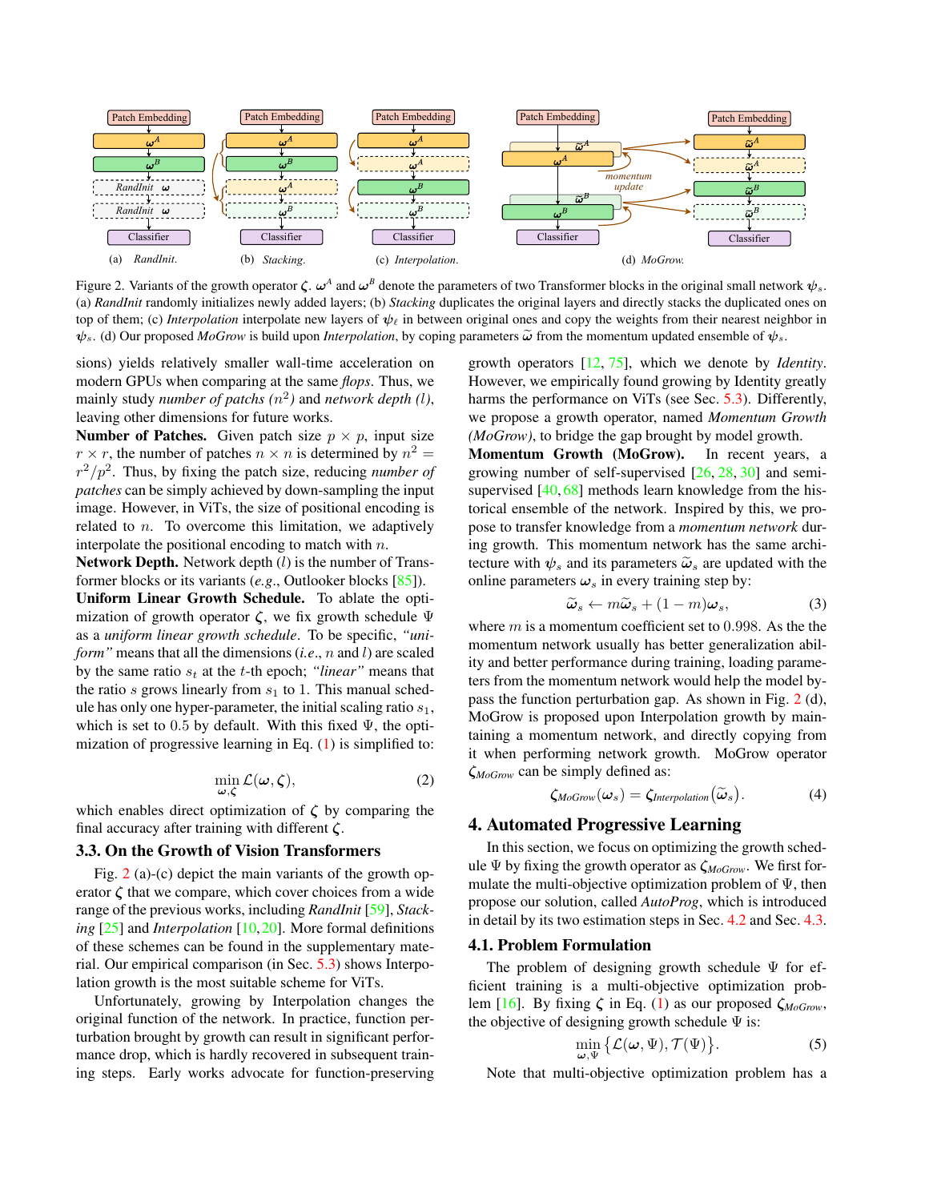Figure 2. Variants of the growth operator $\zeta$. $\omega^A$ and $\omega^B$ denote the parameters of two Transformer blocks in the original small network $\psi_s$. (a) *RandInit* randomly initializes newly added layers; (b) *Stacking* duplicates the original layers and directly stacks the duplicated ones on top of them; (c) *Interpolation* interpolate new layers of $\psi_\ell$ in between original ones and copy the weights from their nearest neighbor in $\psi_s$. (d) Our proposed *MoGrow* is build upon *Interpolation*, by coping parameters $\widetilde{\omega}$ from the momentum updated ensemble of $\psi_s$.

sions) yields relatively smaller wall-time acceleration on modern GPUs when comparing at the same *flops*. Thus, we mainly study *number of patchs* ($n^2$) and *network depth* ($l$), leaving other dimensions for future works.

**Number of Patches.** Given patch size $p \times p$, input size $r \times r$, the number of patches $n \times n$ is determined by $n^2 = r^2/p^2$. Thus, by fixing the patch size, reducing *number of patches* can be simply achieved by down-sampling the input image. However, in ViTs, the size of positional encoding is related to $n$. To overcome this limitation, we adaptively interpolate the positional encoding to match with $n$.

**Network Depth.** Network depth ($l$) is the number of Transformer blocks or its variants (*e.g.*, Outlooker blocks [85]).

**Uniform Linear Growth Schedule.** To ablate the optimization of growth operator $\zeta$, we fix growth schedule $\Psi$ as a *uniform linear growth schedule*. To be specific, *"uniform"* means that all the dimensions (*i.e.*, $n$ and $l$) are scaled by the same ratio $s_t$ at the $t$-th epoch; *"linear"* means that the ratio $s$ grows linearly from $s_1$ to 1. This manual schedule has only one hyper-parameter, the initial scaling ratio $s_1$, which is set to 0.5 by default. With this fixed $\Psi$, the optimization of progressive learning in Eq. (1) is simplified to:

$$\min_{\omega,\zeta} \mathcal{L}(\omega, \zeta), \tag{2}$$

which enables direct optimization of $\zeta$ by comparing the final accuracy after training with different $\zeta$.

### 3.3. On the Growth of Vision Transformers

Fig. 2 (a)-(c) depict the main variants of the growth operator $\zeta$ that we compare, which cover choices from a wide range of the previous works, including *RandInit* [59], *Stacking* [25] and *Interpolation* [10, 20]. More formal definitions of these schemes can be found in the supplementary material. Our empirical comparison (in Sec. 5.3) shows Interpolation growth is the most suitable scheme for ViTs.

Unfortunately, growing by Interpolation changes the original function of the network. In practice, function perturbation brought by growth can result in significant performance drop, which is hardly recovered in subsequent training steps. Early works advocate for function-preserving growth operators [12, 75], which we denote by *Identity*. However, we empirically found growing by Identity greatly harms the performance on ViTs (see Sec. 5.3). Differently, we propose a growth operator, named *Momentum Growth (MoGrow)*, to bridge the gap brought by model growth.

**Momentum Growth (MoGrow).** In recent years, a growing number of self-supervised [26, 28, 30] and semi-supervised [40, 68] methods learn knowledge from the historical ensemble of the network. Inspired by this, we propose to transfer knowledge from a *momentum network* during growth. This momentum network has the same architecture with $\psi_s$ and its parameters $\widetilde{\omega}_s$ are updated with the online parameters $\omega_s$ in every training step by:

$$\widetilde{\omega}_s \leftarrow m\widetilde{\omega}_s + (1-m)\omega_s, \tag{3}$$

where $m$ is a momentum coefficient set to 0.998. As the the momentum network usually has better generalization ability and better performance during training, loading parameters from the momentum network would help the model bypass the function perturbation gap. As shown in Fig. 2 (d), MoGrow is proposed upon Interpolation growth by maintaining a momentum network, and directly copying from it when performing network growth. MoGrow operator $\zeta_{MoGrow}$ can be simply defined as:

$$\zeta_{MoGrow}(\omega_s) = \zeta_{Interpolation}(\widetilde{\omega}_s). \tag{4}$$

## 4. Automated Progressive Learning

In this section, we focus on optimizing the growth schedule $\Psi$ by fixing the growth operator as $\zeta_{MoGrow}$. We first formulate the multi-objective optimization problem of $\Psi$, then propose our solution, called *AutoProg*, which is introduced in detail by its two estimation steps in Sec. 4.2 and Sec. 4.3.

### 4.1. Problem Formulation

The problem of designing growth schedule $\Psi$ for efficient training is a multi-objective optimization problem [16]. By fixing $\zeta$ in Eq. (1) as our proposed $\zeta_{MoGrow}$, the objective of designing growth schedule $\Psi$ is:

$$\min_{\omega,\Psi} \left\{\mathcal{L}(\omega, \Psi), \mathcal{T}(\Psi)\right\}. \tag{5}$$

Note that multi-objective optimization problem has a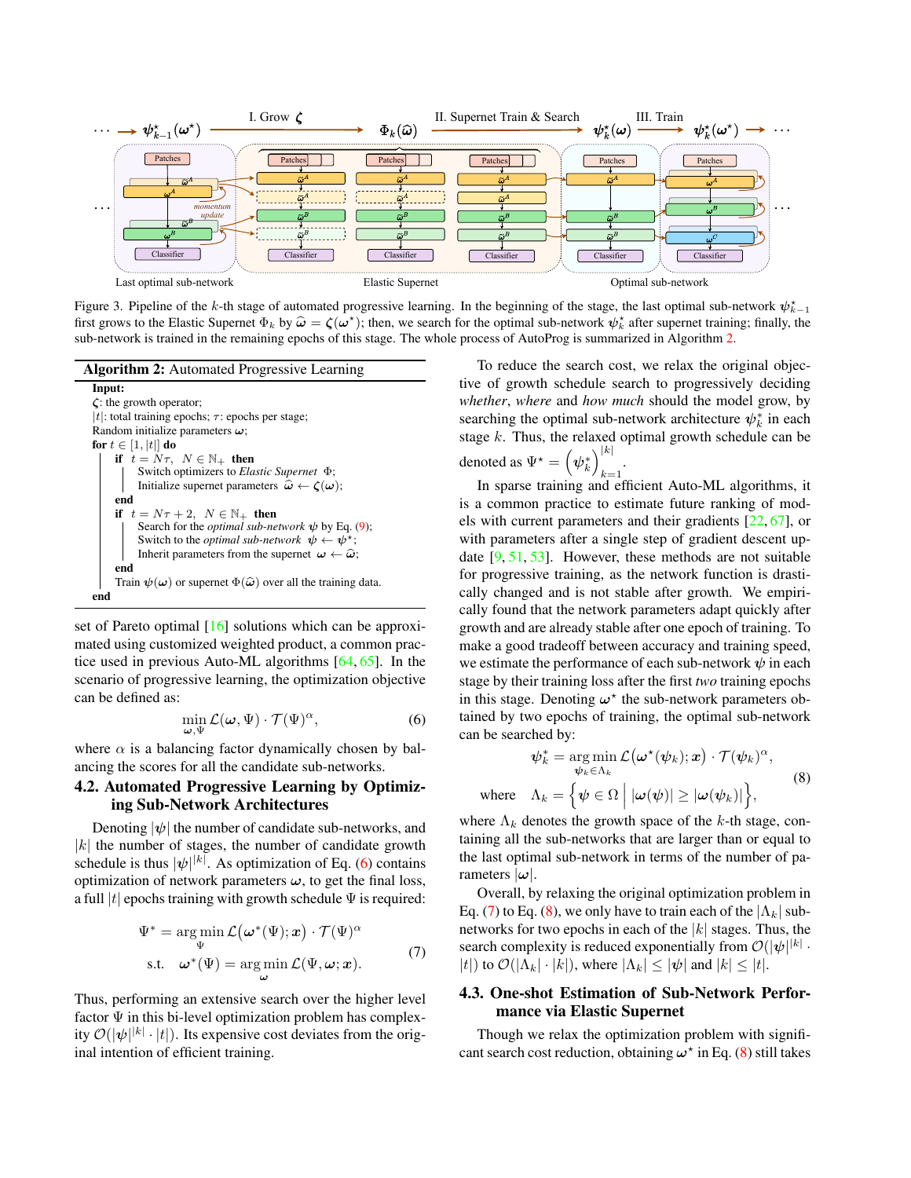Figure 3. Pipeline of the $k$-th stage of automated progressive learning. In the beginning of the stage, the last optimal sub-network $\psi^\star_{k-1}$ first grows to the Elastic Supernet $\Phi_k$ by $\widehat{\omega} = \zeta(\omega^\star)$; then, we search for the optimal sub-network $\psi^\star_k$ after supernet training; finally, the sub-network is trained in the remaining epochs of this stage. The whole process of AutoProg is summarized in Algorithm 2.

**Algorithm 2:** Automated Progressive Learning

```
Input:
ζ: the growth operator;
|t|: total training epochs; τ: epochs per stage;
Random initialize parameters ω;
for t ∈ [1, |t|] do
    if t = Nτ, N ∈ ℕ+ then
        Switch optimizers to Elastic Supernet Φ;
        Initialize supernet parameters ω̂ ← ζ(ω);
    end
    if t = Nτ + 2, N ∈ ℕ+ then
        Search for the optimal sub-network ψ by Eq. (9);
        Switch to the optimal sub-network ψ ← ψ*;
        Inherit parameters from the supernet ω ← ω̂;
    end
    Train ψ(ω) or supernet Φ(ω̂) over all the training data.
end
```

set of Pareto optimal [16] solutions which can be approximated using customized weighted product, a common practice used in previous Auto-ML algorithms [64, 65]. In the scenario of progressive learning, the optimization objective can be defined as:

$$\min_{\omega,\Psi} \mathcal{L}(\omega, \Psi) \cdot \mathcal{T}(\Psi)^\alpha, \tag{6}$$

where $\alpha$ is a balancing factor dynamically chosen by balancing the scores for all the candidate sub-networks.

## 4.2. Automated Progressive Learning by Optimizing Sub-Network Architectures

Denoting $|\psi|$ the number of candidate sub-networks, and $|k|$ the number of stages, the number of candidate growth schedule is thus $|\psi|^{|k|}$. As optimization of Eq. (6) contains optimization of network parameters $\omega$, to get the final loss, a full $|t|$ epochs training with growth schedule $\Psi$ is required:

$$\begin{aligned} \Psi^* &= \arg\min_{\Psi} \mathcal{L}\big(\omega^*(\Psi); x\big) \cdot \mathcal{T}(\Psi)^\alpha \\ \text{s.t.} \quad \omega^*(\Psi) &= \arg\min_{\omega} \mathcal{L}(\Psi, \omega; x). \end{aligned} \tag{7}$$

Thus, performing an extensive search over the higher level factor $\Psi$ in this bi-level optimization problem has complexity $\mathcal{O}(|\psi|^{|k|} \cdot |t|)$. Its expensive cost deviates from the original intention of efficient training.

To reduce the search cost, we relax the original objective of growth schedule search to progressively deciding *whether*, *where* and *how much* should the model grow, by searching the optimal sub-network architecture $\psi^*_k$ in each stage $k$. Thus, the relaxed optimal growth schedule can be denoted as $\Psi^\star = \left(\psi^*_k\right)_{k=1}^{|k|}$.

In sparse training and efficient Auto-ML algorithms, it is a common practice to estimate future ranking of models with current parameters and their gradients [22, 67], or with parameters after a single step of gradient descent update [9, 51, 53]. However, these methods are not suitable for progressive training, as the network function is drastically changed and is not stable after growth. We empirically found that the network parameters adapt quickly after growth and are already stable after one epoch of training. To make a good tradeoff between accuracy and training speed, we estimate the performance of each sub-network $\psi$ in each stage by their training loss after the first *two* training epochs in this stage. Denoting $\omega^\star$ the sub-network parameters obtained by two epochs of training, the optimal sub-network can be searched by:

$$\begin{aligned} \psi^*_k &= \arg\min_{\psi_k \in \Lambda_k} \mathcal{L}\big(\omega^\star(\psi_k); x\big) \cdot \mathcal{T}(\psi_k)^\alpha, \\ \text{where} \quad \Lambda_k &= \Big\{\psi \in \Omega \;\Big|\; |\omega(\psi)| \geq |\omega(\psi_k)|\Big\}, \end{aligned} \tag{8}$$

where $\Lambda_k$ denotes the growth space of the $k$-th stage, containing all the sub-networks that are larger than or equal to the last optimal sub-network in terms of the number of parameters $|\omega|$.

Overall, by relaxing the original optimization problem in Eq. (7) to Eq. (8), we only have to train each of the $|\Lambda_k|$ sub-networks for two epochs in each of the $|k|$ stages. Thus, the search complexity is reduced exponentially from $\mathcal{O}(|\psi|^{|k|} \cdot |t|)$ to $\mathcal{O}(|\Lambda_k| \cdot |k|)$, where $|\Lambda_k| \leq |\psi|$ and $|k| \leq |t|$.

## 4.3. One-shot Estimation of Sub-Network Performance via Elastic Supernet

Though we relax the optimization problem with significant search cost reduction, obtaining $\omega^\star$ in Eq. (8) still takes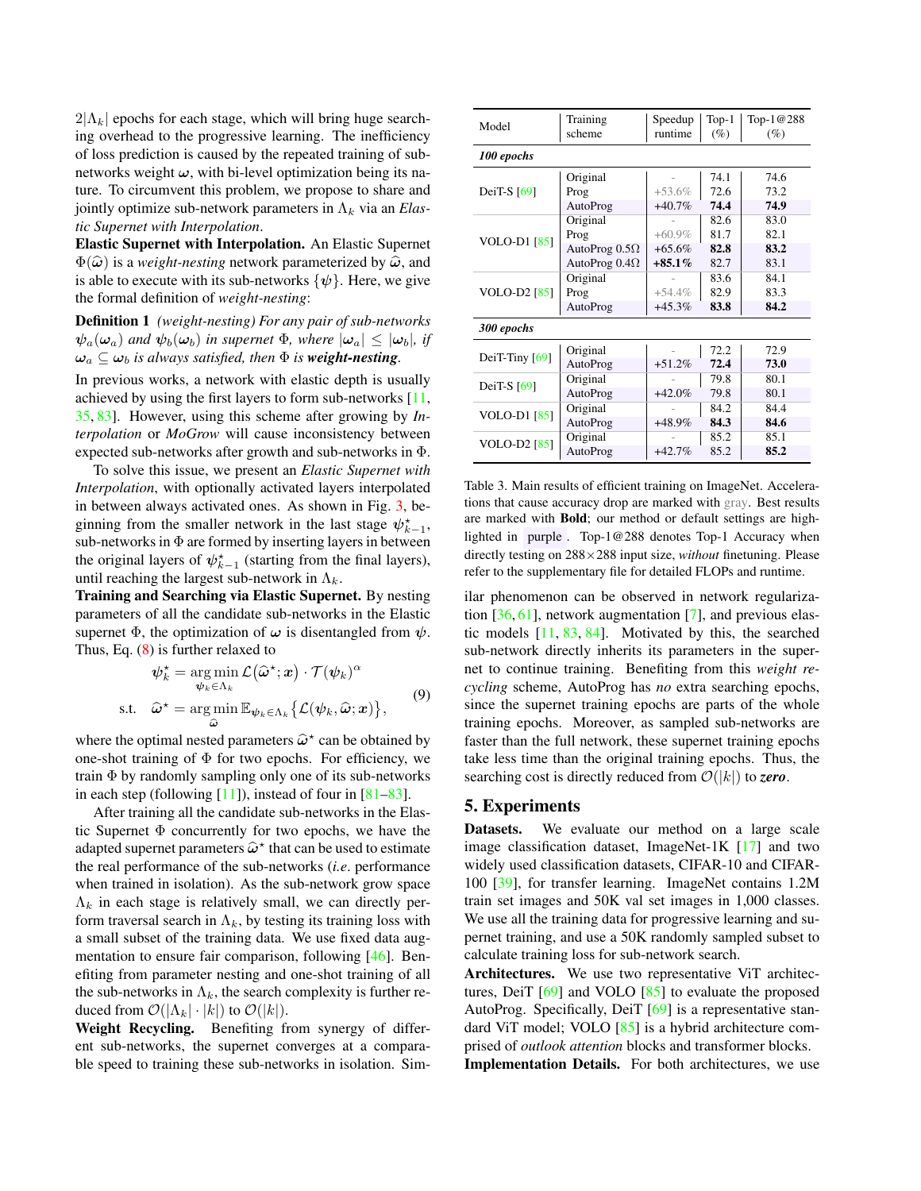$2|\Lambda_k|$ epochs for each stage, which will bring huge searching overhead to the progressive learning. The inefficiency of loss prediction is caused by the repeated training of sub-networks weight $\omega$, with bi-level optimization being its nature. To circumvent this problem, we propose to share and jointly optimize sub-network parameters in $\Lambda_k$ via an *Elastic Supernet with Interpolation*.

**Elastic Supernet with Interpolation.** An Elastic Supernet $\Phi(\widehat{\omega})$ is a *weight-nesting* network parameterized by $\widehat{\omega}$, and is able to execute with its sub-networks $\{\psi\}$. Here, we give the formal definition of *weight-nesting*:

**Definition 1** *(weight-nesting) For any pair of sub-networks $\psi_a(\omega_a)$ and $\psi_b(\omega_b)$ in supernet $\Phi$, where $|\omega_a| \leq |\omega_b|$, if $\omega_a \subseteq \omega_b$ is always satisfied, then $\Phi$ is **weight-nesting**.*

In previous works, a network with elastic depth is usually achieved by using the first layers to form sub-networks [11, 35, 83]. However, using this scheme after growing by *Interpolation* or *MoGrow* will cause inconsistency between expected sub-networks after growth and sub-networks in $\Phi$.

To solve this issue, we present an *Elastic Supernet with Interpolation*, with optionally activated layers interpolated in between always activated ones. As shown in Fig. 3, beginning from the smaller network in the last stage $\psi^\star_{k-1}$, sub-networks in $\Phi$ are formed by inserting layers in between the original layers of $\psi^\star_{k-1}$ (starting from the final layers), until reaching the largest sub-network in $\Lambda_k$.

**Training and Searching via Elastic Supernet.** By nesting parameters of all the candidate sub-networks in the Elastic supernet $\Phi$, the optimization of $\omega$ is disentangled from $\psi$. Thus, Eq. (8) is further relaxed to

$$
\begin{aligned}
\psi^\star_k &= \underset{\psi_k \in \Lambda_k}{\arg\min}\, \mathcal{L}\big(\widehat{\omega}^\star; x\big) \cdot \mathcal{T}(\psi_k)^\alpha \\
\text{s.t.} \quad \widehat{\omega}^\star &= \underset{\widehat{\omega}}{\arg\min}\, \mathbb{E}_{\psi_k \in \Lambda_k}\big\{\mathcal{L}(\psi_k, \widehat{\omega}; x)\big\},
\end{aligned}
\tag{9}
$$

where the optimal nested parameters $\widehat{\omega}^\star$ can be obtained by one-shot training of $\Phi$ for two epochs. For efficiency, we train $\Phi$ by randomly sampling only one of its sub-networks in each step (following [11]), instead of four in [81–83].

After training all the candidate sub-networks in the Elastic Supernet $\Phi$ concurrently for two epochs, we have the adapted supernet parameters $\widehat{\omega}^\star$ that can be used to estimate the real performance of the sub-networks (*i.e.* performance when trained in isolation). As the sub-network grow space $\Lambda_k$ in each stage is relatively small, we can directly perform traversal search in $\Lambda_k$, by testing its training loss with a small subset of the training data. We use fixed data augmentation to ensure fair comparison, following [46]. Benefiting from parameter nesting and one-shot training of all the sub-networks in $\Lambda_k$, the search complexity is further reduced from $\mathcal{O}(|\Lambda_k| \cdot |k|)$ to $\mathcal{O}(|k|)$.

**Weight Recycling.** Benefiting from synergy of different sub-networks, the supernet converges at a comparable speed to training these sub-networks in isolation. Similar phenomenon can be observed in network regularization [36, 61], network augmentation [7], and previous elastic models [11, 83, 84]. Motivated by this, the searched sub-network directly inherits its parameters in the supernet to continue training. Benefiting from this *weight recycling* scheme, AutoProg has *no* extra searching epochs, since the supernet training epochs are parts of the whole training epochs. Moreover, as sampled sub-networks are faster than the full network, these supernet training epochs take less time than the original training epochs. Thus, the searching cost is directly reduced from $\mathcal{O}(|k|)$ to ***zero***.

| Model | Training scheme | Speedup runtime | Top-1 (%) | Top-1@288 (%) |
|---|---|---|---|---|
| ***100 epochs*** | | | | |
| DeiT-S [69] | Original | - | 74.1 | 74.6 |
| | Prog | +53.6% | 72.6 | 73.2 |
| | AutoProg | +40.7% | **74.4** | **74.9** |
| VOLO-D1 [85] | Original | - | 82.6 | 83.0 |
| | Prog | +60.9% | 81.7 | 82.1 |
| | AutoProg 0.5Ω | +65.6% | **82.8** | **83.2** |
| | AutoProg 0.4Ω | **+85.1%** | 82.7 | 83.1 |
| VOLO-D2 [85] | Original | - | 83.6 | 84.1 |
| | Prog | +54.4% | 82.9 | 83.3 |
| | AutoProg | +45.3% | **83.8** | **84.2** |
| ***300 epochs*** | | | | |
| DeiT-Tiny [69] | Original | - | 72.2 | 72.9 |
| | AutoProg | +51.2% | **72.4** | **73.0** |
| DeiT-S [69] | Original | - | 79.8 | 80.1 |
| | AutoProg | +42.0% | 79.8 | 80.1 |
| VOLO-D1 [85] | Original | - | 84.2 | 84.4 |
| | AutoProg | +48.9% | **84.3** | **84.6** |
| VOLO-D2 [85] | Original | - | 85.2 | 85.1 |
| | AutoProg | +42.7% | 85.2 | **85.2** |

Table 3. Main results of efficient training on ImageNet. Accelerations that cause accuracy drop are marked with gray. Best results are marked with **Bold**; our method or default settings are highlighted in purple. Top-1@288 denotes Top-1 Accuracy when directly testing on 288×288 input size, *without* finetuning. Please refer to the supplementary file for detailed FLOPs and runtime.

## 5. Experiments

**Datasets.** We evaluate our method on a large scale image classification dataset, ImageNet-1K [17] and two widely used classification datasets, CIFAR-10 and CIFAR-100 [39], for transfer learning. ImageNet contains 1.2M train set images and 50K val set images in 1,000 classes. We use all the training data for progressive learning and supernet training, and use a 50K randomly sampled subset to calculate training loss for sub-network search.

**Architectures.** We use two representative ViT architectures, DeiT [69] and VOLO [85] to evaluate the proposed AutoProg. Specifically, DeiT [69] is a representative standard ViT model; VOLO [85] is a hybrid architecture comprised of *outlook attention* blocks and transformer blocks.

**Implementation Details.** For both architectures, we use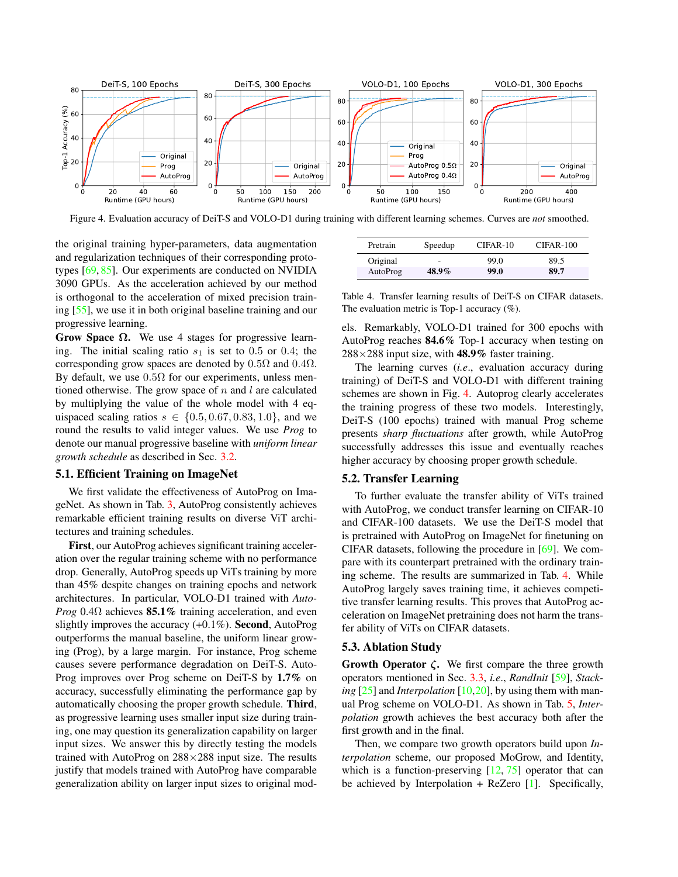Figure 4. Evaluation accuracy of DeiT-S and VOLO-D1 during training with different learning schemes. Curves are *not* smoothed.

the original training hyper-parameters, data augmentation and regularization techniques of their corresponding prototypes [69, 85]. Our experiments are conducted on NVIDIA 3090 GPUs. As the acceleration achieved by our method is orthogonal to the acceleration of mixed precision training [55], we use it in both original baseline training and our progressive learning.

**Grow Space $\Omega$.** We use 4 stages for progressive learning. The initial scaling ratio $s_1$ is set to $0.5$ or $0.4$; the corresponding grow spaces are denoted by $0.5\Omega$ and $0.4\Omega$. By default, we use $0.5\Omega$ for our experiments, unless mentioned otherwise. The grow space of $n$ and $l$ are calculated by multiplying the value of the whole model with 4 equispaced scaling ratios $s \in \{0.5, 0.67, 0.83, 1.0\}$, and we round the results to valid integer values. We use *Prog* to denote our manual progressive baseline with *uniform linear growth schedule* as described in Sec. 3.2.

## 5.1. Efficient Training on ImageNet

We first validate the effectiveness of AutoProg on ImageNet. As shown in Tab. 3, AutoProg consistently achieves remarkable efficient training results on diverse ViT architectures and training schedules.

**First**, our AutoProg achieves significant training acceleration over the regular training scheme with no performance drop. Generally, AutoProg speeds up ViTs training by more than 45% despite changes on training epochs and network architectures. In particular, VOLO-D1 trained with *AutoProg* 0.4Ω achieves **85.1%** training acceleration, and even slightly improves the accuracy (+0.1%). **Second**, AutoProg outperforms the manual baseline, the uniform linear growing (Prog), by a large margin. For instance, Prog scheme causes severe performance degradation on DeiT-S. AutoProg improves over Prog scheme on DeiT-S by **1.7%** on accuracy, successfully eliminating the performance gap by automatically choosing the proper growth schedule. **Third**, as progressive learning uses smaller input size during training, one may question its generalization capability on larger input sizes. We answer this by directly testing the models trained with AutoProg on 288×288 input size. The results justify that models trained with AutoProg have comparable generalization ability on larger input sizes to original models. Remarkably, VOLO-D1 trained for 300 epochs with AutoProg reaches **84.6%** Top-1 accuracy when testing on 288×288 input size, with **48.9%** faster training.

| Pretrain | Speedup | CIFAR-10 | CIFAR-100 |
|---|---|---|---|
| Original | - | 99.0 | 89.5 |
| AutoProg | **48.9%** | **99.0** | **89.7** |

Table 4. Transfer learning results of DeiT-S on CIFAR datasets. The evaluation metric is Top-1 accuracy (%).

The learning curves (*i.e*., evaluation accuracy during training) of DeiT-S and VOLO-D1 with different training schemes are shown in Fig. 4. Autoprog clearly accelerates the training progress of these two models. Interestingly, DeiT-S (100 epochs) trained with manual Prog scheme presents *sharp fluctuations* after growth, while AutoProg successfully addresses this issue and eventually reaches higher accuracy by choosing proper growth schedule.

## 5.2. Transfer Learning

To further evaluate the transfer ability of ViTs trained with AutoProg, we conduct transfer learning on CIFAR-10 and CIFAR-100 datasets. We use the DeiT-S model that is pretrained with AutoProg on ImageNet for finetuning on CIFAR datasets, following the procedure in [69]. We compare with its counterpart pretrained with the ordinary training scheme. The results are summarized in Tab. 4. While AutoProg largely saves training time, it achieves competitive transfer learning results. This proves that AutoProg acceleration on ImageNet pretraining does not harm the transfer ability of ViTs on CIFAR datasets.

## 5.3. Ablation Study

**Growth Operator $\zeta$.** We first compare the three growth operators mentioned in Sec. 3.3, *i.e*., *RandInit* [59], *Stacking* [25] and *Interpolation* [10,20], by using them with manual Prog scheme on VOLO-D1. As shown in Tab. 5, *Interpolation* growth achieves the best accuracy both after the first growth and in the final.

Then, we compare two growth operators build upon *Interpolation* scheme, our proposed MoGrow, and Identity, which is a function-preserving [12, 75] operator that can be achieved by Interpolation + ReZero [1]. Specifically,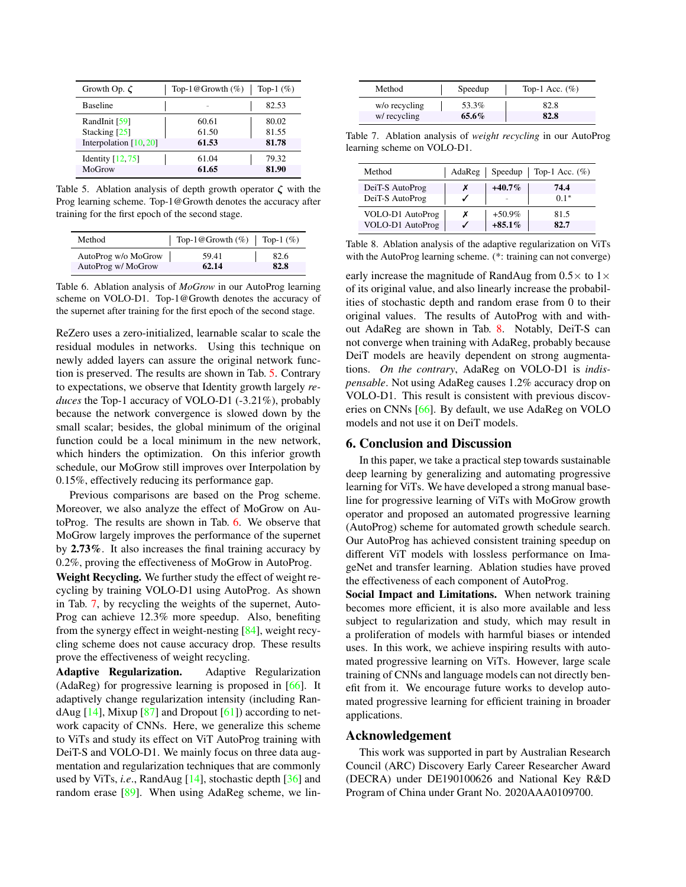| Growth Op. $\zeta$ | Top-1@Growth (%) | Top-1 (%) |
|---|---|---|
| Baseline | - | 82.53 |
| RandInit [59] | 60.61 | 80.02 |
| Stacking [25] | 61.50 | 81.55 |
| Interpolation [10, 20] | **61.53** | **81.78** |
| Identity [12, 75] | 61.04 | 79.32 |
| MoGrow | **61.65** | **81.90** |

Table 5. Ablation analysis of depth growth operator $\zeta$ with the Prog learning scheme. Top-1@Growth denotes the accuracy after training for the first epoch of the second stage.

| Method | Top-1@Growth (%) | Top-1 (%) |
|---|---|---|
| AutoProg w/o MoGrow | 59.41 | 82.6 |
| AutoProg w/ MoGrow | **62.14** | **82.8** |

Table 6. Ablation analysis of *MoGrow* in our AutoProg learning scheme on VOLO-D1. Top-1@Growth denotes the accuracy of the supernet after training for the first epoch of the second stage.

ReZero uses a zero-initialized, learnable scalar to scale the residual modules in networks. Using this technique on newly added layers can assure the original network function is preserved. The results are shown in Tab. 5. Contrary to expectations, we observe that Identity growth largely *reduces* the Top-1 accuracy of VOLO-D1 (-3.21%), probably because the network convergence is slowed down by the small scalar; besides, the global minimum of the original function could be a local minimum in the new network, which hinders the optimization. On this inferior growth schedule, our MoGrow still improves over Interpolation by 0.15%, effectively reducing its performance gap.

Previous comparisons are based on the Prog scheme. Moreover, we also analyze the effect of MoGrow on AutoProg. The results are shown in Tab. 6. We observe that MoGrow largely improves the performance of the supernet by **2.73%**. It also increases the final training accuracy by 0.2%, proving the effectiveness of MoGrow in AutoProg.

**Weight Recycling.** We further study the effect of weight recycling by training VOLO-D1 using AutoProg. As shown in Tab. 7, by recycling the weights of the supernet, AutoProg can achieve 12.3% more speedup. Also, benefiting from the synergy effect in weight-nesting [84], weight recycling scheme does not cause accuracy drop. These results prove the effectiveness of weight recycling.

**Adaptive Regularization.** Adaptive Regularization (AdaReg) for progressive learning is proposed in [66]. It adaptively change regularization intensity (including RandAug [14], Mixup [87] and Dropout [61]) according to network capacity of CNNs. Here, we generalize this scheme to ViTs and study its effect on ViT AutoProg training with DeiT-S and VOLO-D1. We mainly focus on three data augmentation and regularization techniques that are commonly used by ViTs, *i.e*., RandAug [14], stochastic depth [36] and random erase [89]. When using AdaReg scheme, we linearly increase the magnitude of RandAug from 0.5× to 1× of its original value, and also linearly increase the probabilities of stochastic depth and random erase from 0 to their original values. The results of AutoProg with and without AdaReg are shown in Tab. 8. Notably, DeiT-S can not converge when training with AdaReg, probably because DeiT models are heavily dependent on strong augmentations. *On the contrary*, AdaReg on VOLO-D1 is *indispensable*. Not using AdaReg causes 1.2% accuracy drop on VOLO-D1. This result is consistent with previous discoveries on CNNs [66]. By default, we use AdaReg on VOLO models and not use it on DeiT models.

| Method | Speedup | Top-1 Acc. (%) |
|---|---|---|
| w/o recycling | 53.3% | 82.8 |
| w/ recycling | **65.6%** | **82.8** |

Table 7. Ablation analysis of *weight recycling* in our AutoProg learning scheme on VOLO-D1.

| Method | AdaReg | Speedup | Top-1 Acc. (%) |
|---|---|---|---|
| DeiT-S AutoProg | ✗ | **+40.7%** | **74.4** |
| DeiT-S AutoProg | ✓ | - | 0.1* |
| VOLO-D1 AutoProg | ✗ | +50.9% | 81.5 |
| VOLO-D1 AutoProg | ✓ | **+85.1%** | **82.7** |

Table 8. Ablation analysis of the adaptive regularization on ViTs with the AutoProg learning scheme. (*: training can not converge)

## 6. Conclusion and Discussion

In this paper, we take a practical step towards sustainable deep learning by generalizing and automating progressive learning for ViTs. We have developed a strong manual baseline for progressive learning of ViTs with MoGrow growth operator and proposed an automated progressive learning (AutoProg) scheme for automated growth schedule search. Our AutoProg has achieved consistent training speedup on different ViT models with lossless performance on ImageNet and transfer learning. Ablation studies have proved the effectiveness of each component of AutoProg.

**Social Impact and Limitations.** When network training becomes more efficient, it is also more available and less subject to regularization and study, which may result in a proliferation of models with harmful biases or intended uses. In this work, we achieve inspiring results with automated progressive learning on ViTs. However, large scale training of CNNs and language models can not directly benefit from it. We encourage future works to develop automated progressive learning for efficient training in broader applications.

## Acknowledgement

This work was supported in part by Australian Research Council (ARC) Discovery Early Career Researcher Award (DECRA) under DE190100626 and National Key R&D Program of China under Grant No. 2020AAA0109700.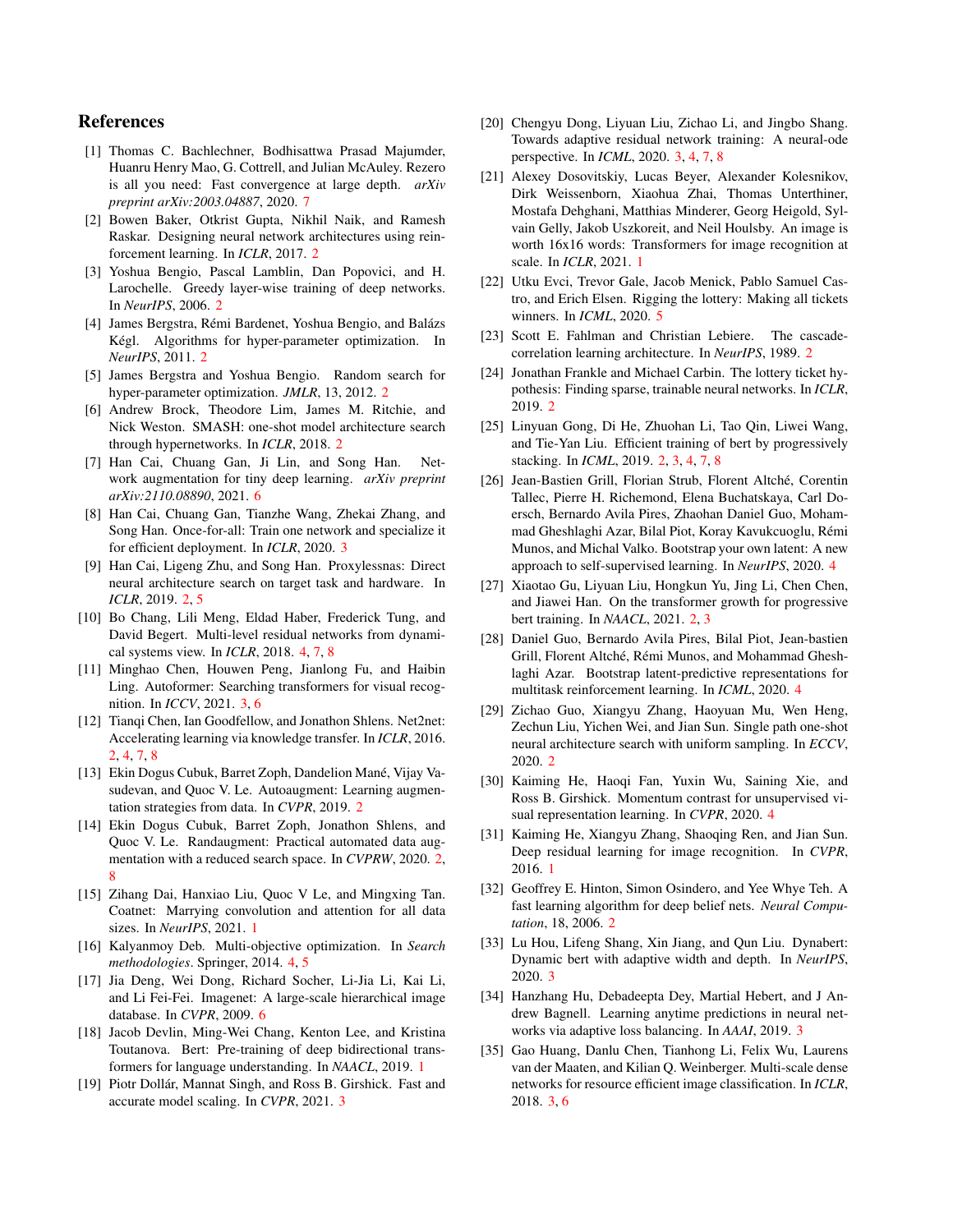# References

[1] Thomas C. Bachlechner, Bodhisattwa Prasad Majumder, Huanru Henry Mao, G. Cottrell, and Julian McAuley. Rezero is all you need: Fast convergence at large depth. *arXiv preprint arXiv:2003.04887*, 2020. 7

[2] Bowen Baker, Otkrist Gupta, Nikhil Naik, and Ramesh Raskar. Designing neural network architectures using reinforcement learning. In *ICLR*, 2017. 2

[3] Yoshua Bengio, Pascal Lamblin, Dan Popovici, and H. Larochelle. Greedy layer-wise training of deep networks. In *NeurIPS*, 2006. 2

[4] James Bergstra, Rémi Bardenet, Yoshua Bengio, and Balázs Kégl. Algorithms for hyper-parameter optimization. In *NeurIPS*, 2011. 2

[5] James Bergstra and Yoshua Bengio. Random search for hyper-parameter optimization. *JMLR*, 13, 2012. 2

[6] Andrew Brock, Theodore Lim, James M. Ritchie, and Nick Weston. SMASH: one-shot model architecture search through hypernetworks. In *ICLR*, 2018. 2

[7] Han Cai, Chuang Gan, Ji Lin, and Song Han. Network augmentation for tiny deep learning. *arXiv preprint arXiv:2110.08890*, 2021. 6

[8] Han Cai, Chuang Gan, Tianzhe Wang, Zhekai Zhang, and Song Han. Once-for-all: Train one network and specialize it for efficient deployment. In *ICLR*, 2020. 3

[9] Han Cai, Ligeng Zhu, and Song Han. Proxylessnas: Direct neural architecture search on target task and hardware. In *ICLR*, 2019. 2, 5

[10] Bo Chang, Lili Meng, Eldad Haber, Frederick Tung, and David Begert. Multi-level residual networks from dynamical systems view. In *ICLR*, 2018. 4, 7, 8

[11] Minghao Chen, Houwen Peng, Jianlong Fu, and Haibin Ling. Autoformer: Searching transformers for visual recognition. In *ICCV*, 2021. 3, 6

[12] Tianqi Chen, Ian Goodfellow, and Jonathon Shlens. Net2net: Accelerating learning via knowledge transfer. In *ICLR*, 2016. 2, 4, 7, 8

[13] Ekin Dogus Cubuk, Barret Zoph, Dandelion Mané, Vijay Vasudevan, and Quoc V. Le. Autoaugment: Learning augmentation strategies from data. In *CVPR*, 2019. 2

[14] Ekin Dogus Cubuk, Barret Zoph, Jonathon Shlens, and Quoc V. Le. Randaugment: Practical automated data augmentation with a reduced search space. In *CVPRW*, 2020. 2, 8

[15] Zihang Dai, Hanxiao Liu, Quoc V Le, and Mingxing Tan. Coatnet: Marrying convolution and attention for all data sizes. In *NeurIPS*, 2021. 1

[16] Kalyanmoy Deb. Multi-objective optimization. In *Search methodologies*. Springer, 2014. 4, 5

[17] Jia Deng, Wei Dong, Richard Socher, Li-Jia Li, Kai Li, and Li Fei-Fei. Imagenet: A large-scale hierarchical image database. In *CVPR*, 2009. 6

[18] Jacob Devlin, Ming-Wei Chang, Kenton Lee, and Kristina Toutanova. Bert: Pre-training of deep bidirectional transformers for language understanding. In *NAACL*, 2019. 1

[19] Piotr Dollár, Mannat Singh, and Ross B. Girshick. Fast and accurate model scaling. In *CVPR*, 2021. 3

[20] Chengyu Dong, Liyuan Liu, Zichao Li, and Jingbo Shang. Towards adaptive residual network training: A neural-ode perspective. In *ICML*, 2020. 3, 4, 7, 8

[21] Alexey Dosovitskiy, Lucas Beyer, Alexander Kolesnikov, Dirk Weissenborn, Xiaohua Zhai, Thomas Unterthiner, Mostafa Dehghani, Matthias Minderer, Georg Heigold, Sylvain Gelly, Jakob Uszkoreit, and Neil Houlsby. An image is worth 16x16 words: Transformers for image recognition at scale. In *ICLR*, 2021. 1

[22] Utku Evci, Trevor Gale, Jacob Menick, Pablo Samuel Castro, and Erich Elsen. Rigging the lottery: Making all tickets winners. In *ICML*, 2020. 5

[23] Scott E. Fahlman and Christian Lebiere. The cascade-correlation learning architecture. In *NeurIPS*, 1989. 2

[24] Jonathan Frankle and Michael Carbin. The lottery ticket hypothesis: Finding sparse, trainable neural networks. In *ICLR*, 2019. 2

[25] Linyuan Gong, Di He, Zhuohan Li, Tao Qin, Liwei Wang, and Tie-Yan Liu. Efficient training of bert by progressively stacking. In *ICML*, 2019. 2, 3, 4, 7, 8

[26] Jean-Bastien Grill, Florian Strub, Florent Altché, Corentin Tallec, Pierre H. Richemond, Elena Buchatskaya, Carl Doersch, Bernardo Avila Pires, Zhaohan Daniel Guo, Mohammad Gheshlaghi Azar, Bilal Piot, Koray Kavukcuoglu, Rémi Munos, and Michal Valko. Bootstrap your own latent: A new approach to self-supervised learning. In *NeurIPS*, 2020. 4

[27] Xiaotao Gu, Liyuan Liu, Hongkun Yu, Jing Li, Chen Chen, and Jiawei Han. On the transformer growth for progressive bert training. In *NAACL*, 2021. 2, 3

[28] Daniel Guo, Bernardo Avila Pires, Bilal Piot, Jean-bastien Grill, Florent Altché, Rémi Munos, and Mohammad Gheshlaghi Azar. Bootstrap latent-predictive representations for multitask reinforcement learning. In *ICML*, 2020. 4

[29] Zichao Guo, Xiangyu Zhang, Haoyuan Mu, Wen Heng, Zechun Liu, Yichen Wei, and Jian Sun. Single path one-shot neural architecture search with uniform sampling. In *ECCV*, 2020. 2

[30] Kaiming He, Haoqi Fan, Yuxin Wu, Saining Xie, and Ross B. Girshick. Momentum contrast for unsupervised visual representation learning. In *CVPR*, 2020. 4

[31] Kaiming He, Xiangyu Zhang, Shaoqing Ren, and Jian Sun. Deep residual learning for image recognition. In *CVPR*, 2016. 1

[32] Geoffrey E. Hinton, Simon Osindero, and Yee Whye Teh. A fast learning algorithm for deep belief nets. *Neural Computation*, 18, 2006. 2

[33] Lu Hou, Lifeng Shang, Xin Jiang, and Qun Liu. Dynabert: Dynamic bert with adaptive width and depth. In *NeurIPS*, 2020. 3

[34] Hanzhang Hu, Debadeepta Dey, Martial Hebert, and J Andrew Bagnell. Learning anytime predictions in neural networks via adaptive loss balancing. In *AAAI*, 2019. 3

[35] Gao Huang, Danlu Chen, Tianhong Li, Felix Wu, Laurens van der Maaten, and Kilian Q. Weinberger. Multi-scale dense networks for resource efficient image classification. In *ICLR*, 2018. 3, 6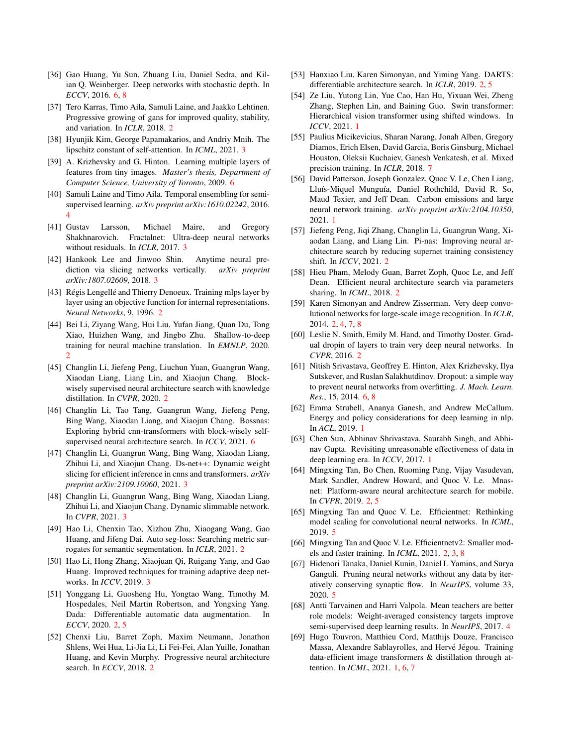[36] Gao Huang, Yu Sun, Zhuang Liu, Daniel Sedra, and Kilian Q. Weinberger. Deep networks with stochastic depth. In *ECCV*, 2016. 6, 8

[37] Tero Karras, Timo Aila, Samuli Laine, and Jaakko Lehtinen. Progressive growing of gans for improved quality, stability, and variation. In *ICLR*, 2018. 2

[38] Hyunjik Kim, George Papamakarios, and Andriy Mnih. The lipschitz constant of self-attention. In *ICML*, 2021. 3

[39] A. Krizhevsky and G. Hinton. Learning multiple layers of features from tiny images. *Master's thesis, Department of Computer Science, University of Toronto*, 2009. 6

[40] Samuli Laine and Timo Aila. Temporal ensembling for semi-supervised learning. *arXiv preprint arXiv:1610.02242*, 2016. 4

[41] Gustav Larsson, Michael Maire, and Gregory Shakhnarovich. Fractalnet: Ultra-deep neural networks without residuals. In *ICLR*, 2017. 3

[42] Hankook Lee and Jinwoo Shin. Anytime neural prediction via slicing networks vertically. *arXiv preprint arXiv:1807.02609*, 2018. 3

[43] Régis Lengellé and Thierry Denoeux. Training mlps layer by layer using an objective function for internal representations. *Neural Networks*, 9, 1996. 2

[44] Bei Li, Ziyang Wang, Hui Liu, Yufan Jiang, Quan Du, Tong Xiao, Huizhen Wang, and Jingbo Zhu. Shallow-to-deep training for neural machine translation. In *EMNLP*, 2020. 2

[45] Changlin Li, Jiefeng Peng, Liuchun Yuan, Guangrun Wang, Xiaodan Liang, Liang Lin, and Xiaojun Chang. Block-wisely supervised neural architecture search with knowledge distillation. In *CVPR*, 2020. 2

[46] Changlin Li, Tao Tang, Guangrun Wang, Jiefeng Peng, Bing Wang, Xiaodan Liang, and Xiaojun Chang. Bossnas: Exploring hybrid cnn-transformers with block-wisely self-supervised neural architecture search. In *ICCV*, 2021. 6

[47] Changlin Li, Guangrun Wang, Bing Wang, Xiaodan Liang, Zhihui Li, and Xiaojun Chang. Ds-net++: Dynamic weight slicing for efficient inference in cnns and transformers. *arXiv preprint arXiv:2109.10060*, 2021. 3

[48] Changlin Li, Guangrun Wang, Bing Wang, Xiaodan Liang, Zhihui Li, and Xiaojun Chang. Dynamic slimmable network. In *CVPR*, 2021. 3

[49] Hao Li, Chenxin Tao, Xizhou Zhu, Xiaogang Wang, Gao Huang, and Jifeng Dai. Auto seg-loss: Searching metric surrogates for semantic segmentation. In *ICLR*, 2021. 2

[50] Hao Li, Hong Zhang, Xiaojuan Qi, Ruigang Yang, and Gao Huang. Improved techniques for training adaptive deep networks. In *ICCV*, 2019. 3

[51] Yonggang Li, Guosheng Hu, Yongtao Wang, Timothy M. Hospedales, Neil Martin Robertson, and Yongxing Yang. Dada: Differentiable automatic data augmentation. In *ECCV*, 2020. 2, 5

[52] Chenxi Liu, Barret Zoph, Maxim Neumann, Jonathon Shlens, Wei Hua, Li-Jia Li, Li Fei-Fei, Alan Yuille, Jonathan Huang, and Kevin Murphy. Progressive neural architecture search. In *ECCV*, 2018. 2

[53] Hanxiao Liu, Karen Simonyan, and Yiming Yang. DARTS: differentiable architecture search. In *ICLR*, 2019. 2, 5

[54] Ze Liu, Yutong Lin, Yue Cao, Han Hu, Yixuan Wei, Zheng Zhang, Stephen Lin, and Baining Guo. Swin transformer: Hierarchical vision transformer using shifted windows. In *ICCV*, 2021. 1

[55] Paulius Micikevicius, Sharan Narang, Jonah Alben, Gregory Diamos, Erich Elsen, David Garcia, Boris Ginsburg, Michael Houston, Oleksii Kuchaiev, Ganesh Venkatesh, et al. Mixed precision training. In *ICLR*, 2018. 7

[56] David Patterson, Joseph Gonzalez, Quoc V. Le, Chen Liang, Lluís-Miquel Munguía, Daniel Rothchild, David R. So, Maud Texier, and Jeff Dean. Carbon emissions and large neural network training. *arXiv preprint arXiv:2104.10350*, 2021. 1

[57] Jiefeng Peng, Jiqi Zhang, Changlin Li, Guangrun Wang, Xiaodan Liang, and Liang Lin. Pi-nas: Improving neural architecture search by reducing supernet training consistency shift. In *ICCV*, 2021. 2

[58] Hieu Pham, Melody Guan, Barret Zoph, Quoc Le, and Jeff Dean. Efficient neural architecture search via parameters sharing. In *ICML*, 2018. 2

[59] Karen Simonyan and Andrew Zisserman. Very deep convolutional networks for large-scale image recognition. In *ICLR*, 2014. 2, 4, 7, 8

[60] Leslie N. Smith, Emily M. Hand, and Timothy Doster. Gradual dropin of layers to train very deep neural networks. In *CVPR*, 2016. 2

[61] Nitish Srivastava, Geoffrey E. Hinton, Alex Krizhevsky, Ilya Sutskever, and Ruslan Salakhutdinov. Dropout: a simple way to prevent neural networks from overfitting. *J. Mach. Learn. Res.*, 15, 2014. 6, 8

[62] Emma Strubell, Ananya Ganesh, and Andrew McCallum. Energy and policy considerations for deep learning in nlp. In *ACL*, 2019. 1

[63] Chen Sun, Abhinav Shrivastava, Saurabh Singh, and Abhinav Gupta. Revisiting unreasonable effectiveness of data in deep learning era. In *ICCV*, 2017. 1

[64] Mingxing Tan, Bo Chen, Ruoming Pang, Vijay Vasudevan, Mark Sandler, Andrew Howard, and Quoc V. Le. Mnasnet: Platform-aware neural architecture search for mobile. In *CVPR*, 2019. 2, 5

[65] Mingxing Tan and Quoc V. Le. Efficientnet: Rethinking model scaling for convolutional neural networks. In *ICML*, 2019. 5

[66] Mingxing Tan and Quoc V. Le. Efficientnetv2: Smaller models and faster training. In *ICML*, 2021. 2, 3, 8

[67] Hidenori Tanaka, Daniel Kunin, Daniel L Yamins, and Surya Ganguli. Pruning neural networks without any data by iteratively conserving synaptic flow. In *NeurIPS*, volume 33, 2020. 5

[68] Antti Tarvainen and Harri Valpola. Mean teachers are better role models: Weight-averaged consistency targets improve semi-supervised deep learning results. In *NeurIPS*, 2017. 4

[69] Hugo Touvron, Matthieu Cord, Matthijs Douze, Francisco Massa, Alexandre Sablayrolles, and Hervé Jégou. Training data-efficient image transformers & distillation through attention. In *ICML*, 2021. 1, 6, 7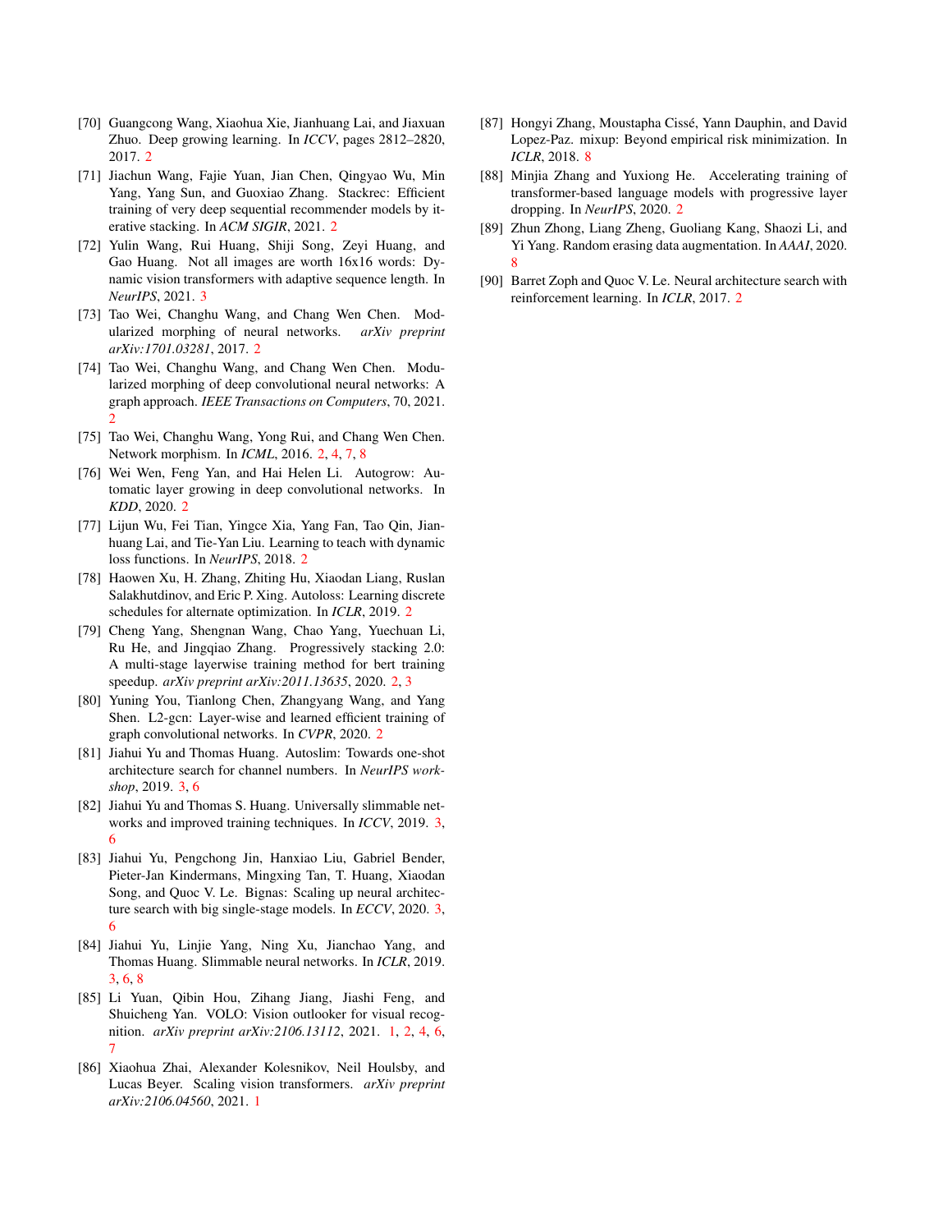[70] Guangcong Wang, Xiaohua Xie, Jianhuang Lai, and Jiaxuan Zhuo. Deep growing learning. In *ICCV*, pages 2812–2820, 2017. 2

[71] Jiachun Wang, Fajie Yuan, Jian Chen, Qingyao Wu, Min Yang, Yang Sun, and Guoxiao Zhang. Stackrec: Efficient training of very deep sequential recommender models by iterative stacking. In *ACM SIGIR*, 2021. 2

[72] Yulin Wang, Rui Huang, Shiji Song, Zeyi Huang, and Gao Huang. Not all images are worth 16x16 words: Dynamic vision transformers with adaptive sequence length. In *NeurIPS*, 2021. 3

[73] Tao Wei, Changhu Wang, and Chang Wen Chen. Modularized morphing of neural networks. *arXiv preprint arXiv:1701.03281*, 2017. 2

[74] Tao Wei, Changhu Wang, and Chang Wen Chen. Modularized morphing of deep convolutional neural networks: A graph approach. *IEEE Transactions on Computers*, 70, 2021. 2

[75] Tao Wei, Changhu Wang, Yong Rui, and Chang Wen Chen. Network morphism. In *ICML*, 2016. 2, 4, 7, 8

[76] Wei Wen, Feng Yan, and Hai Helen Li. Autogrow: Automatic layer growing in deep convolutional networks. In *KDD*, 2020. 2

[77] Lijun Wu, Fei Tian, Yingce Xia, Yang Fan, Tao Qin, Jianhuang Lai, and Tie-Yan Liu. Learning to teach with dynamic loss functions. In *NeurIPS*, 2018. 2

[78] Haowen Xu, H. Zhang, Zhiting Hu, Xiaodan Liang, Ruslan Salakhutdinov, and Eric P. Xing. Autoloss: Learning discrete schedules for alternate optimization. In *ICLR*, 2019. 2

[79] Cheng Yang, Shengnan Wang, Chao Yang, Yuechuan Li, Ru He, and Jingqiao Zhang. Progressively stacking 2.0: A multi-stage layerwise training method for bert training speedup. *arXiv preprint arXiv:2011.13635*, 2020. 2, 3

[80] Yuning You, Tianlong Chen, Zhangyang Wang, and Yang Shen. L2-gcn: Layer-wise and learned efficient training of graph convolutional networks. In *CVPR*, 2020. 2

[81] Jiahui Yu and Thomas Huang. Autoslim: Towards one-shot architecture search for channel numbers. In *NeurIPS workshop*, 2019. 3, 6

[82] Jiahui Yu and Thomas S. Huang. Universally slimmable networks and improved training techniques. In *ICCV*, 2019. 3, 6

[83] Jiahui Yu, Pengchong Jin, Hanxiao Liu, Gabriel Bender, Pieter-Jan Kindermans, Mingxing Tan, T. Huang, Xiaodan Song, and Quoc V. Le. Bignas: Scaling up neural architecture search with big single-stage models. In *ECCV*, 2020. 3, 6

[84] Jiahui Yu, Linjie Yang, Ning Xu, Jianchao Yang, and Thomas Huang. Slimmable neural networks. In *ICLR*, 2019. 3, 6, 8

[85] Li Yuan, Qibin Hou, Zihang Jiang, Jiashi Feng, and Shuicheng Yan. VOLO: Vision outlooker for visual recognition. *arXiv preprint arXiv:2106.13112*, 2021. 1, 2, 4, 6, 7

[86] Xiaohua Zhai, Alexander Kolesnikov, Neil Houlsby, and Lucas Beyer. Scaling vision transformers. *arXiv preprint arXiv:2106.04560*, 2021. 1

[87] Hongyi Zhang, Moustapha Cissé, Yann Dauphin, and David Lopez-Paz. mixup: Beyond empirical risk minimization. In *ICLR*, 2018. 8

[88] Minjia Zhang and Yuxiong He. Accelerating training of transformer-based language models with progressive layer dropping. In *NeurIPS*, 2020. 2

[89] Zhun Zhong, Liang Zheng, Guoliang Kang, Shaozi Li, and Yi Yang. Random erasing data augmentation. In *AAAI*, 2020. 8

[90] Barret Zoph and Quoc V. Le. Neural architecture search with reinforcement learning. In *ICLR*, 2017. 2